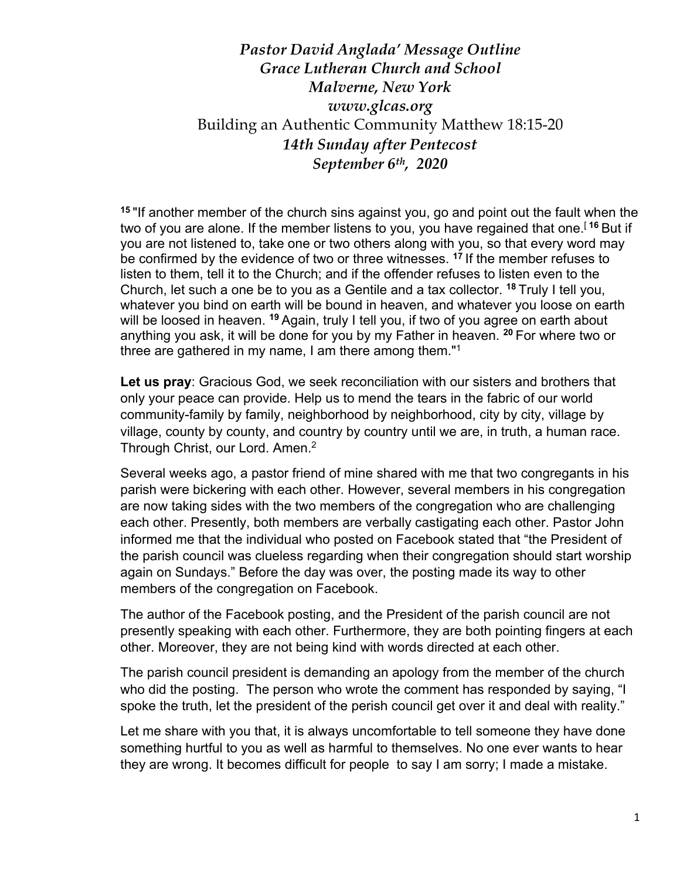# *Pastor David Anglada' Message Outline*
## *Grace Lutheran Church and School*
## *Malverne, New York*
## *www.glcas.org*
## Building an Authentic Community Matthew 18:15-20
## *14th Sunday after Pentecost*
## *September 6th, 2020*

**15** "If another member of the church sins against you, go and point out the fault when the two of you are alone. If the member listens to you, you have regained that one.[ **16** But if you are not listened to, take one or two others along with you, so that every word may be confirmed by the evidence of two or three witnesses. **17** If the member refuses to listen to them, tell it to the Church; and if the offender refuses to listen even to the Church, let such a one be to you as a Gentile and a tax collector. **18** Truly I tell you, whatever you bind on earth will be bound in heaven, and whatever you loose on earth will be loosed in heaven. **19** Again, truly I tell you, if two of you agree on earth about anything you ask, it will be done for you by my Father in heaven. **20** For where two or three are gathered in my name, I am there among them."[1]

**Let us pray**: Gracious God, we seek reconciliation with our sisters and brothers that only your peace can provide. Help us to mend the tears in the fabric of our world community-family by family, neighborhood by neighborhood, city by city, village by village, county by county, and country by country until we are, in truth, a human race. Through Christ, our Lord. Amen.[2]

Several weeks ago, a pastor friend of mine shared with me that two congregants in his parish were bickering with each other. However, several members in his congregation are now taking sides with the two members of the congregation who are challenging each other. Presently, both members are verbally castigating each other. Pastor John informed me that the individual who posted on Facebook stated that "the President of the parish council was clueless regarding when their congregation should start worship again on Sundays." Before the day was over, the posting made its way to other members of the congregation on Facebook.

The author of the Facebook posting, and the President of the parish council are not presently speaking with each other. Furthermore, they are both pointing fingers at each other. Moreover, they are not being kind with words directed at each other.

The parish council president is demanding an apology from the member of the church who did the posting. The person who wrote the comment has responded by saying, "I spoke the truth, let the president of the perish council get over it and deal with reality."

Let me share with you that, it is always uncomfortable to tell someone they have done something hurtful to you as well as harmful to themselves. No one ever wants to hear they are wrong. It becomes difficult for people to say I am sorry; I made a mistake.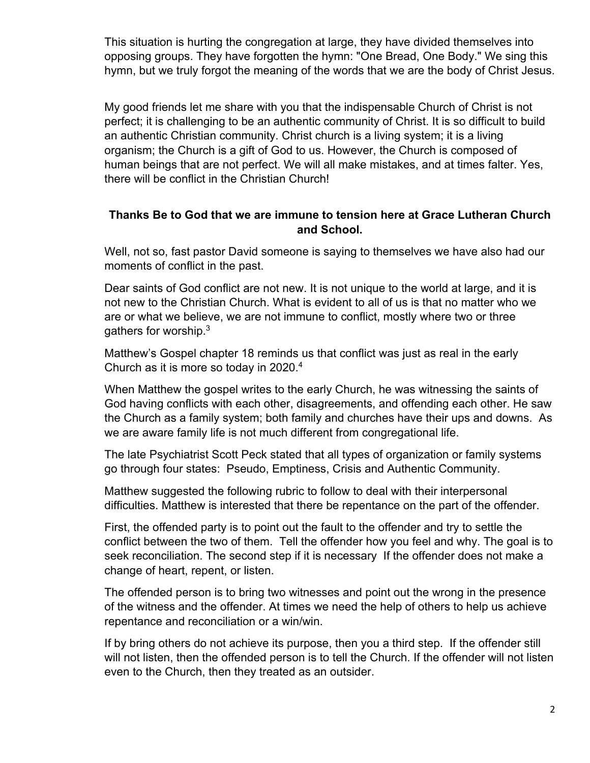This situation is hurting the congregation at large, they have divided themselves into opposing groups. They have forgotten the hymn: "One Bread, One Body." We sing this hymn, but we truly forgot the meaning of the words that we are the body of Christ Jesus.

My good friends let me share with you that the indispensable Church of Christ is not perfect; it is challenging to be an authentic community of Christ. It is so difficult to build an authentic Christian community. Christ church is a living system; it is a living organism; the Church is a gift of God to us. However, the Church is composed of human beings that are not perfect. We will all make mistakes, and at times falter. Yes, there will be conflict in the Christian Church!

**Thanks Be to God that we are immune to tension here at Grace Lutheran Church and School.**

Well, not so, fast pastor David someone is saying to themselves we have also had our moments of conflict in the past.

Dear saints of God conflict are not new. It is not unique to the world at large, and it is not new to the Christian Church. What is evident to all of us is that no matter who we are or what we believe, we are not immune to conflict, mostly where two or three gathers for worship.[3]

Matthew's Gospel chapter 18 reminds us that conflict was just as real in the early Church as it is more so today in 2020.[4]

When Matthew the gospel writes to the early Church, he was witnessing the saints of God having conflicts with each other, disagreements, and offending each other. He saw the Church as a family system; both family and churches have their ups and downs. As we are aware family life is not much different from congregational life.

The late Psychiatrist Scott Peck stated that all types of organization or family systems go through four states: Pseudo, Emptiness, Crisis and Authentic Community.

Matthew suggested the following rubric to follow to deal with their interpersonal difficulties. Matthew is interested that there be repentance on the part of the offender.

First, the offended party is to point out the fault to the offender and try to settle the conflict between the two of them. Tell the offender how you feel and why. The goal is to seek reconciliation. The second step if it is necessary If the offender does not make a change of heart, repent, or listen.

The offended person is to bring two witnesses and point out the wrong in the presence of the witness and the offender. At times we need the help of others to help us achieve repentance and reconciliation or a win/win.

If by bring others do not achieve its purpose, then you a third step. If the offender still will not listen, then the offended person is to tell the Church. If the offender will not listen even to the Church, then they treated as an outsider.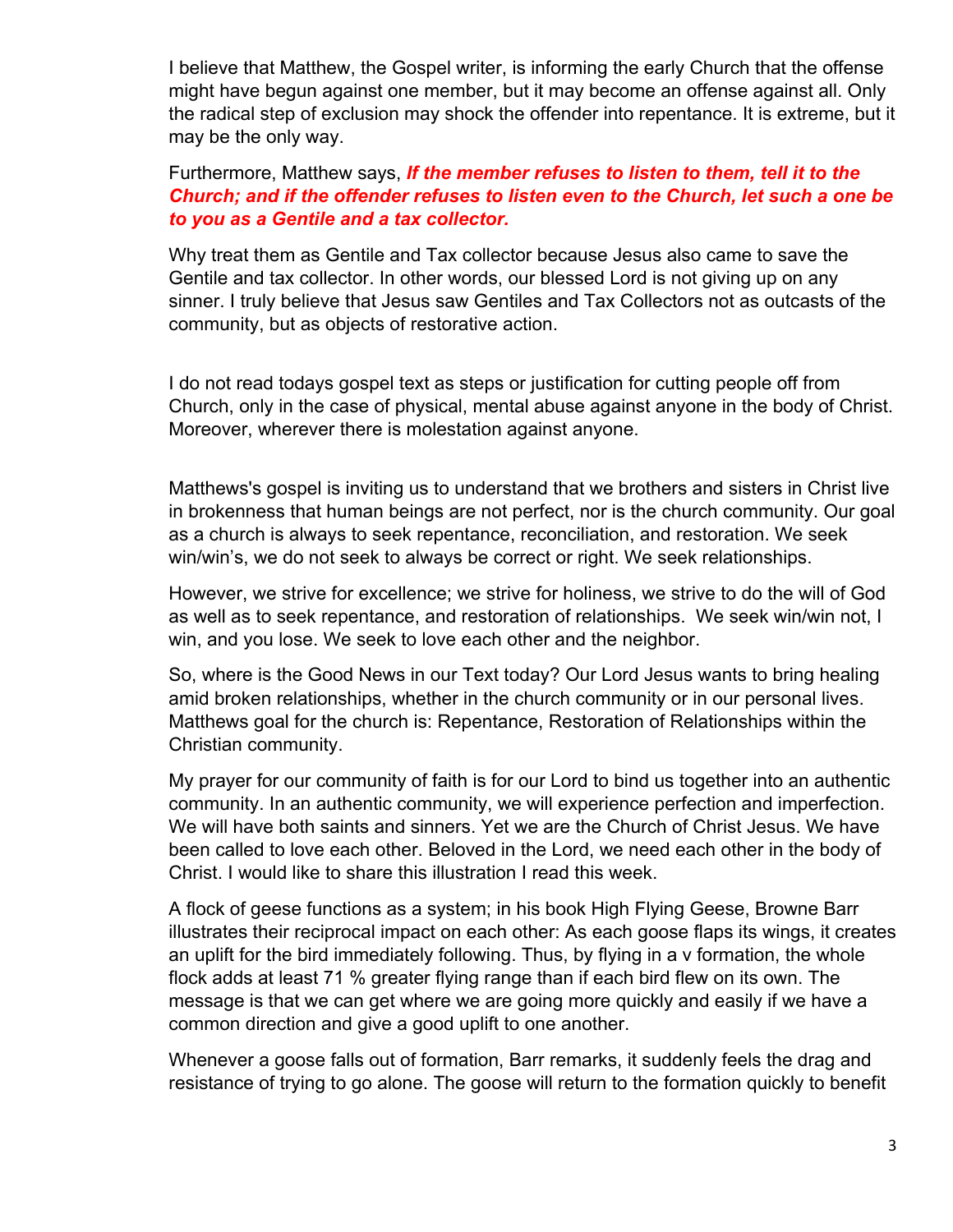I believe that Matthew, the Gospel writer, is informing the early Church that the offense might have begun against one member, but it may become an offense against all. Only the radical step of exclusion may shock the offender into repentance. It is extreme, but it may be the only way.

Furthermore, Matthew says, ***If the member refuses to listen to them, tell it to the Church; and if the offender refuses to listen even to the Church, let such a one be to you as a Gentile and a tax collector.***

Why treat them as Gentile and Tax collector because Jesus also came to save the Gentile and tax collector. In other words, our blessed Lord is not giving up on any sinner. I truly believe that Jesus saw Gentiles and Tax Collectors not as outcasts of the community, but as objects of restorative action.

I do not read todays gospel text as steps or justification for cutting people off from Church, only in the case of physical, mental abuse against anyone in the body of Christ. Moreover, wherever there is molestation against anyone.

Matthews's gospel is inviting us to understand that we brothers and sisters in Christ live in brokenness that human beings are not perfect, nor is the church community. Our goal as a church is always to seek repentance, reconciliation, and restoration. We seek win/win's, we do not seek to always be correct or right. We seek relationships.

However, we strive for excellence; we strive for holiness, we strive to do the will of God as well as to seek repentance, and restoration of relationships. We seek win/win not, I win, and you lose. We seek to love each other and the neighbor.

So, where is the Good News in our Text today? Our Lord Jesus wants to bring healing amid broken relationships, whether in the church community or in our personal lives. Matthews goal for the church is: Repentance, Restoration of Relationships within the Christian community.

My prayer for our community of faith is for our Lord to bind us together into an authentic community. In an authentic community, we will experience perfection and imperfection. We will have both saints and sinners. Yet we are the Church of Christ Jesus. We have been called to love each other. Beloved in the Lord, we need each other in the body of Christ. I would like to share this illustration I read this week.

A flock of geese functions as a system; in his book High Flying Geese, Browne Barr illustrates their reciprocal impact on each other: As each goose flaps its wings, it creates an uplift for the bird immediately following. Thus, by flying in a v formation, the whole flock adds at least 71 % greater flying range than if each bird flew on its own. The message is that we can get where we are going more quickly and easily if we have a common direction and give a good uplift to one another.

Whenever a goose falls out of formation, Barr remarks, it suddenly feels the drag and resistance of trying to go alone. The goose will return to the formation quickly to benefit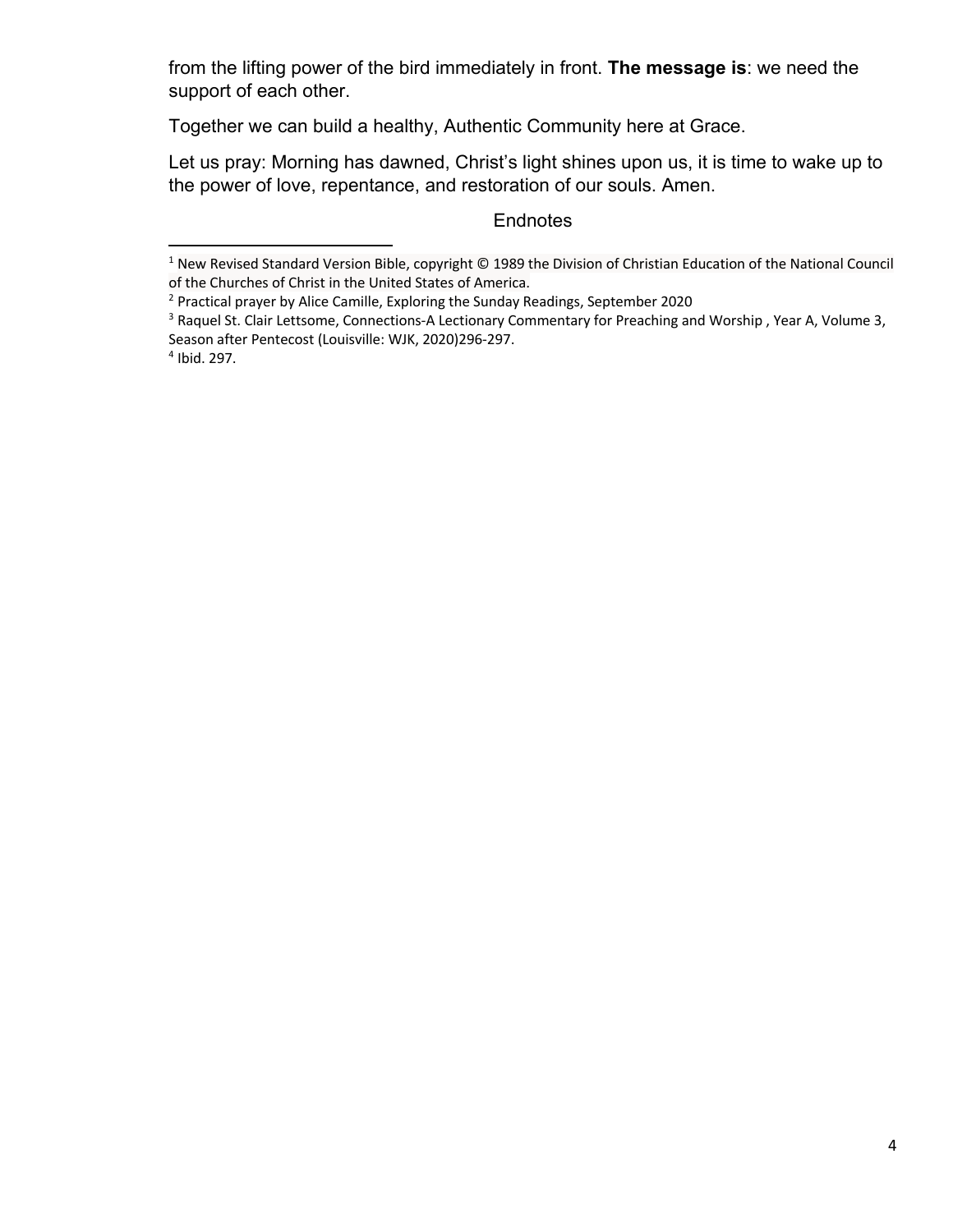from the lifting power of the bird immediately in front. **The message is**: we need the support of each other.

Together we can build a healthy, Authentic Community here at Grace.

Let us pray: Morning has dawned, Christ's light shines upon us, it is time to wake up to the power of love, repentance, and restoration of our souls. Amen.

Endnotes

[1] New Revised Standard Version Bible, copyright © 1989 the Division of Christian Education of the National Council of the Churches of Christ in the United States of America.

[2] Practical prayer by Alice Camille, Exploring the Sunday Readings, September 2020

[3] Raquel St. Clair Lettsome, Connections-A Lectionary Commentary for Preaching and Worship , Year A, Volume 3, Season after Pentecost (Louisville: WJK, 2020)296-297.

[4] Ibid. 297.